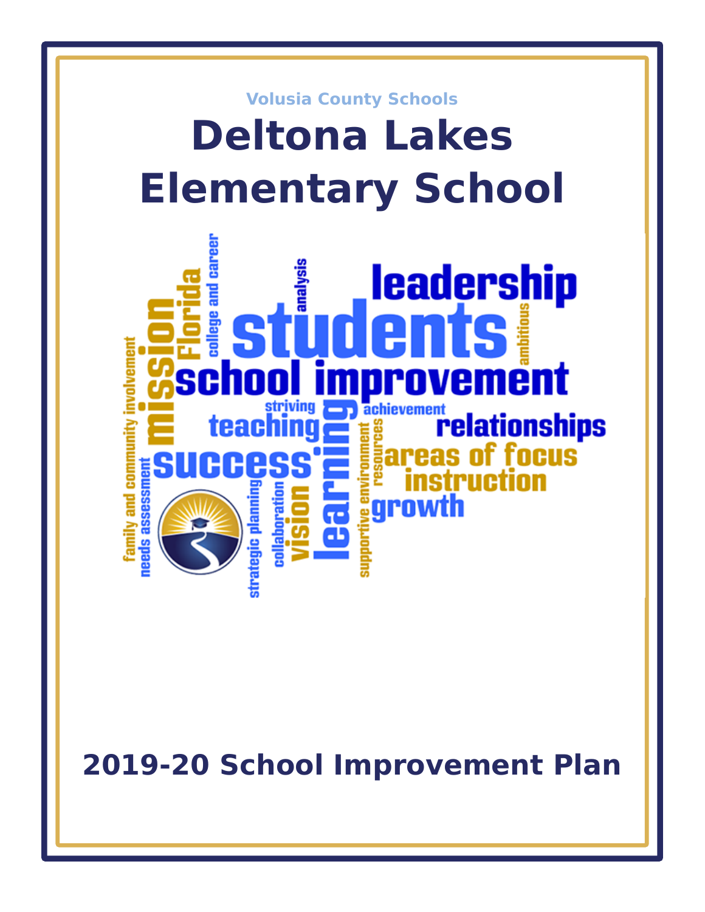Volusia County Schools

# Deltona Lakes Elementary School

## 2019-20 School Improvement Plan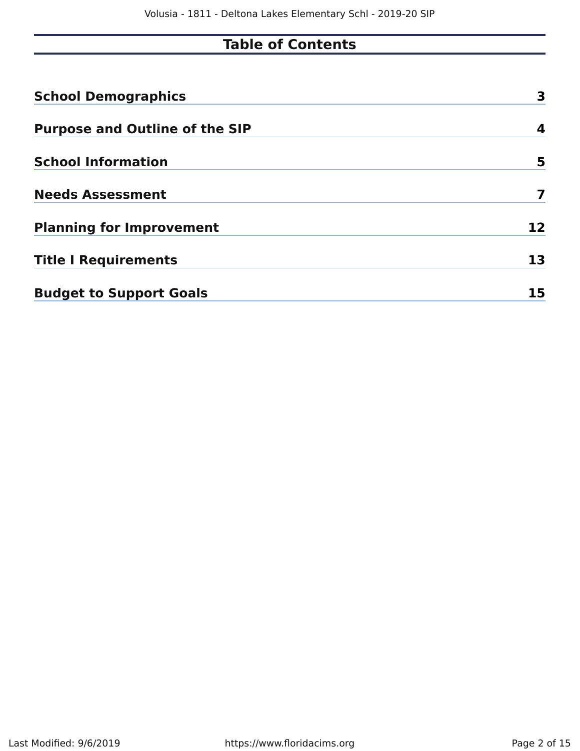# Table of Contents

| | |
|---|---|
| **School Demographics** | **3** |
| **Purpose and Outline of the SIP** | **4** |
| **School Information** | **5** |
| **Needs Assessment** | **7** |
| **Planning for Improvement** | **12** |
| **Title I Requirements** | **13** |
| **Budget to Support Goals** | **15** |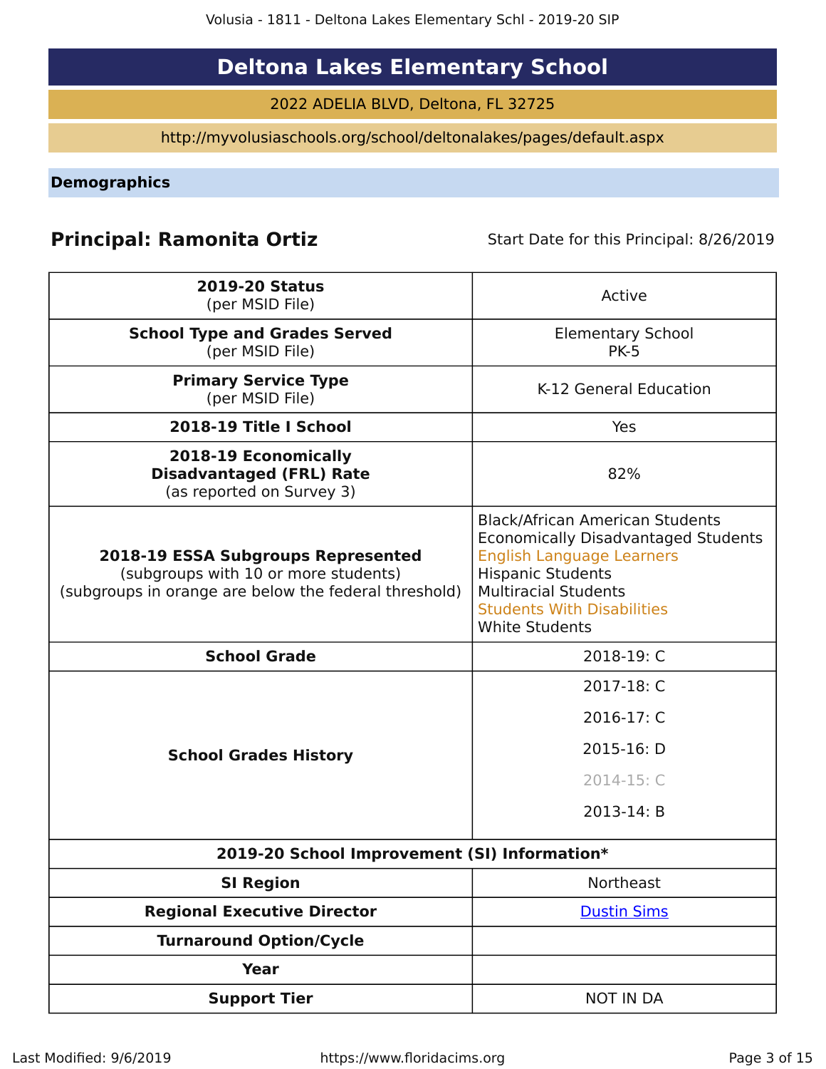# Deltona Lakes Elementary School

2022 ADELIA BLVD, Deltona, FL 32725

http://myvolusiaschools.org/school/deltonalakes/pages/default.aspx

## Demographics

**Principal: Ramonita Ortiz** Start Date for this Principal: 8/26/2019

| | |
|---|---|
| **2019-20 Status** (per MSID File) | Active |
| **School Type and Grades Served** (per MSID File) | Elementary School PK-5 |
| **Primary Service Type** (per MSID File) | K-12 General Education |
| **2018-19 Title I School** | Yes |
| **2018-19 Economically Disadvantaged (FRL) Rate** (as reported on Survey 3) | 82% |
| **2018-19 ESSA Subgroups Represented** (subgroups with 10 or more students) (subgroups in orange are below the federal threshold) | Black/African American Students<br>Economically Disadvantaged Students<br>English Language Learners<br>Hispanic Students<br>Multiracial Students<br>Students With Disabilities<br>White Students |
| **School Grade** | 2018-19: C |
| **School Grades History** | 2017-18: C<br>2016-17: C<br>2015-16: D<br>2014-15: C<br>2013-14: B |
| **2019-20 School Improvement (SI) Information*** | |
| **SI Region** | Northeast |
| **Regional Executive Director** | Dustin Sims |
| **Turnaround Option/Cycle** | |
| **Year** | |
| **Support Tier** | NOT IN DA |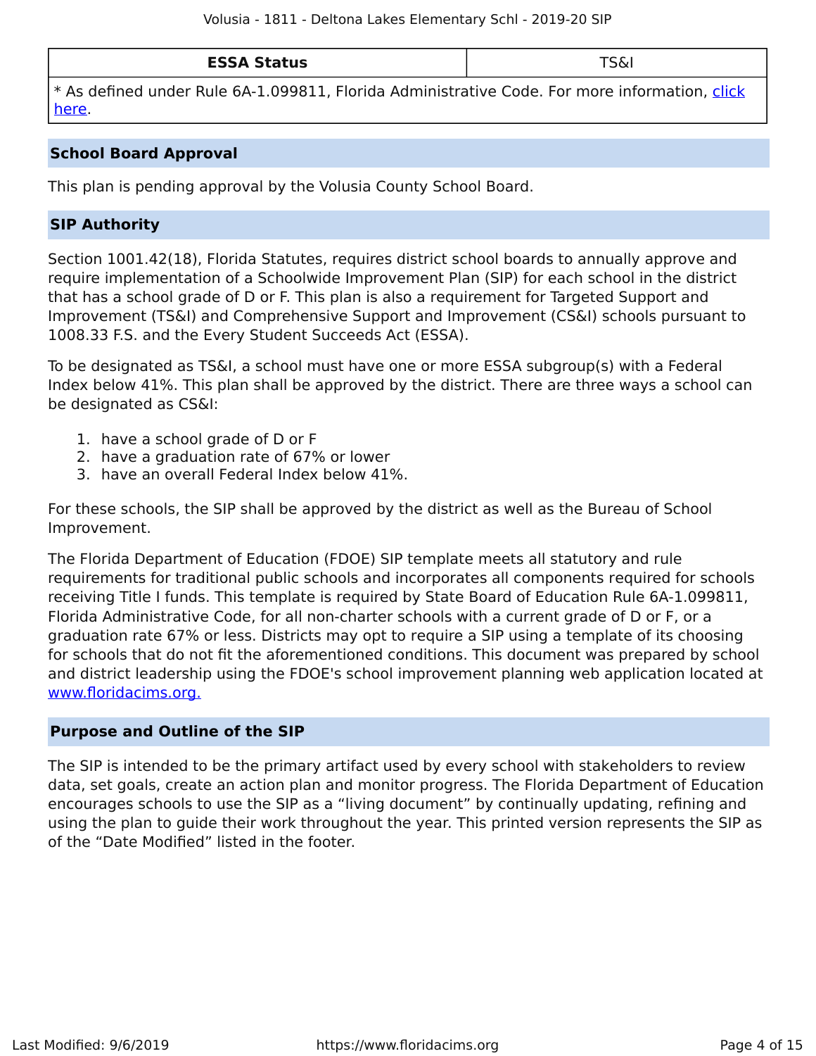| ESSA Status | TS&I |
|---|---|
| * As defined under Rule 6A-1.099811, Florida Administrative Code. For more information, [click here](). | |

## School Board Approval

This plan is pending approval by the Volusia County School Board.

## SIP Authority

Section 1001.42(18), Florida Statutes, requires district school boards to annually approve and require implementation of a Schoolwide Improvement Plan (SIP) for each school in the district that has a school grade of D or F. This plan is also a requirement for Targeted Support and Improvement (TS&I) and Comprehensive Support and Improvement (CS&I) schools pursuant to 1008.33 F.S. and the Every Student Succeeds Act (ESSA).

To be designated as TS&I, a school must have one or more ESSA subgroup(s) with a Federal Index below 41%. This plan shall be approved by the district. There are three ways a school can be designated as CS&I:

1. have a school grade of D or F
2. have a graduation rate of 67% or lower
3. have an overall Federal Index below 41%.

For these schools, the SIP shall be approved by the district as well as the Bureau of School Improvement.

The Florida Department of Education (FDOE) SIP template meets all statutory and rule requirements for traditional public schools and incorporates all components required for schools receiving Title I funds. This template is required by State Board of Education Rule 6A-1.099811, Florida Administrative Code, for all non-charter schools with a current grade of D or F, or a graduation rate 67% or less. Districts may opt to require a SIP using a template of its choosing for schools that do not fit the aforementioned conditions. This document was prepared by school and district leadership using the FDOE's school improvement planning web application located at [www.floridacims.org.](https://www.floridacims.org)

## Purpose and Outline of the SIP

The SIP is intended to be the primary artifact used by every school with stakeholders to review data, set goals, create an action plan and monitor progress. The Florida Department of Education encourages schools to use the SIP as a “living document” by continually updating, refining and using the plan to guide their work throughout the year. This printed version represents the SIP as of the “Date Modified” listed in the footer.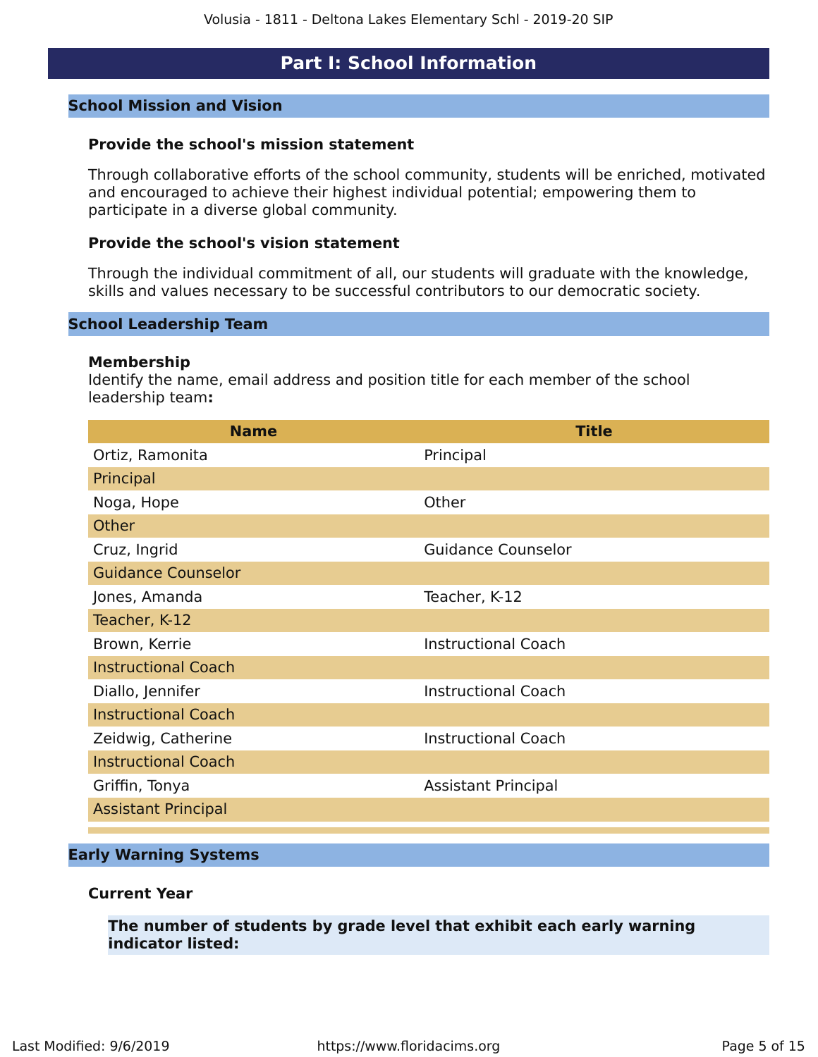# Part I: School Information

## School Mission and Vision

### Provide the school's mission statement

Through collaborative efforts of the school community, students will be enriched, motivated and encouraged to achieve their highest individual potential; empowering them to participate in a diverse global community.

### Provide the school's vision statement

Through the individual commitment of all, our students will graduate with the knowledge, skills and values necessary to be successful contributors to our democratic society.

## School Leadership Team

### Membership

Identify the name, email address and position title for each member of the school leadership team**:**

| Name | Title |
|---|---|
| Ortiz, Ramonita | Principal |
| Principal | |
| Noga, Hope | Other |
| Other | |
| Cruz, Ingrid | Guidance Counselor |
| Guidance Counselor | |
| Jones, Amanda | Teacher, K-12 |
| Teacher, K-12 | |
| Brown, Kerrie | Instructional Coach |
| Instructional Coach | |
| Diallo, Jennifer | Instructional Coach |
| Instructional Coach | |
| Zeidwig, Catherine | Instructional Coach |
| Instructional Coach | |
| Griffin, Tonya | Assistant Principal |
| Assistant Principal | |

## Early Warning Systems

### Current Year

**The number of students by grade level that exhibit each early warning indicator listed:**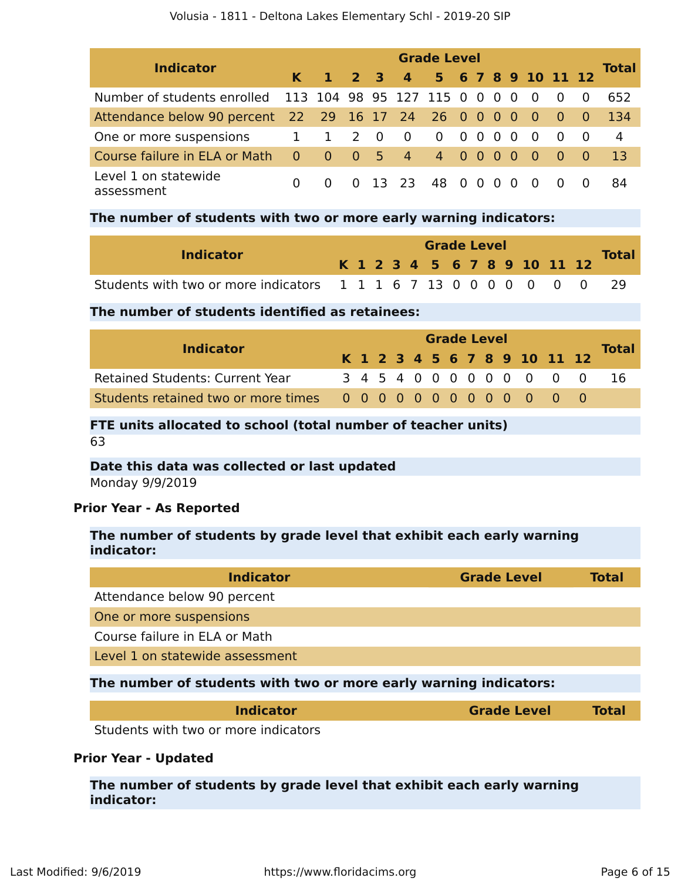| Indicator | Grade Level | | | | | | | | | | | | | Total |
|---|---|---|---|---|---|---|---|---|---|---|---|---|---|---|
| | K | 1 | 2 | 3 | 4 | 5 | 6 | 7 | 8 | 9 | 10 | 11 | 12 | |
| Number of students enrolled | 113 | 104 | 98 | 95 | 127 | 115 | 0 | 0 | 0 | 0 | 0 | 0 | 0 | 652 |
| Attendance below 90 percent | 22 | 29 | 16 | 17 | 24 | 26 | 0 | 0 | 0 | 0 | 0 | 0 | 0 | 134 |
| One or more suspensions | 1 | 1 | 2 | 0 | 0 | 0 | 0 | 0 | 0 | 0 | 0 | 0 | 0 | 4 |
| Course failure in ELA or Math | 0 | 0 | 0 | 5 | 4 | 4 | 0 | 0 | 0 | 0 | 0 | 0 | 0 | 13 |
| Level 1 on statewide assessment | 0 | 0 | 0 | 13 | 23 | 48 | 0 | 0 | 0 | 0 | 0 | 0 | 0 | 84 |

**The number of students with two or more early warning indicators:**

| Indicator | Grade Level | | | | | | | | | | | | | Total |
|---|---|---|---|---|---|---|---|---|---|---|---|---|---|---|
| | K | 1 | 2 | 3 | 4 | 5 | 6 | 7 | 8 | 9 | 10 | 11 | 12 | |
| Students with two or more indicators | 1 | 1 | 1 | 6 | 7 | 13 | 0 | 0 | 0 | 0 | 0 | 0 | 0 | 29 |

**The number of students identified as retainees:**

| Indicator | Grade Level | | | | | | | | | | | | | Total |
|---|---|---|---|---|---|---|---|---|---|---|---|---|---|---|
| | K | 1 | 2 | 3 | 4 | 5 | 6 | 7 | 8 | 9 | 10 | 11 | 12 | |
| Retained Students: Current Year | 3 | 4 | 5 | 4 | 0 | 0 | 0 | 0 | 0 | 0 | 0 | 0 | 0 | 16 |
| Students retained two or more times | 0 | 0 | 0 | 0 | 0 | 0 | 0 | 0 | 0 | 0 | 0 | 0 | 0 | |

**FTE units allocated to school (total number of teacher units)**

63

**Date this data was collected or last updated**

Monday 9/9/2019

### Prior Year - As Reported

**The number of students by grade level that exhibit each early warning indicator:**

| Indicator | Grade Level | Total |
|---|---|---|
| Attendance below 90 percent | | |
| One or more suspensions | | |
| Course failure in ELA or Math | | |
| Level 1 on statewide assessment | | |

**The number of students with two or more early warning indicators:**

| Indicator | Grade Level | Total |
|---|---|---|
| Students with two or more indicators | | |

### Prior Year - Updated

**The number of students by grade level that exhibit each early warning indicator:**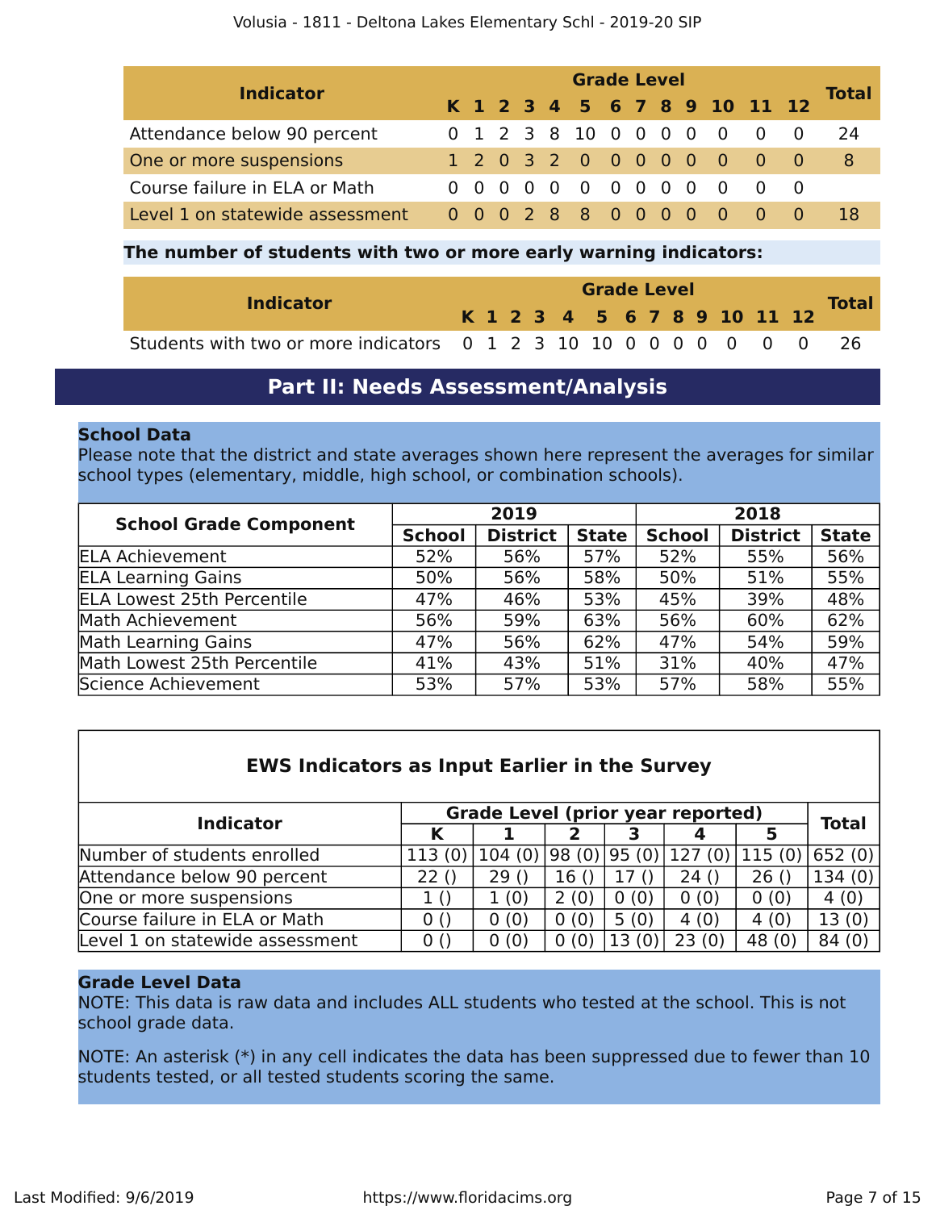| Indicator | Grade Level | | | | | | | | | | | | | Total |
|---|---|---|---|---|---|---|---|---|---|---|---|---|---|---|
| | K | 1 | 2 | 3 | 4 | 5 | 6 | 7 | 8 | 9 | 10 | 11 | 12 | |
| Attendance below 90 percent | 0 | 1 | 2 | 3 | 8 | 10 | 0 | 0 | 0 | 0 | 0 | 0 | 0 | 24 |
| One or more suspensions | 1 | 2 | 0 | 3 | 2 | 0 | 0 | 0 | 0 | 0 | 0 | 0 | 0 | 8 |
| Course failure in ELA or Math | 0 | 0 | 0 | 0 | 0 | 0 | 0 | 0 | 0 | 0 | 0 | 0 | 0 | |
| Level 1 on statewide assessment | 0 | 0 | 0 | 2 | 8 | 8 | 0 | 0 | 0 | 0 | 0 | 0 | 0 | 18 |

**The number of students with two or more early warning indicators:**

| Indicator | Grade Level | | | | | | | | | | | | | Total |
|---|---|---|---|---|---|---|---|---|---|---|---|---|---|---|
| | K | 1 | 2 | 3 | 4 | 5 | 6 | 7 | 8 | 9 | 10 | 11 | 12 | |
| Students with two or more indicators | 0 | 1 | 2 | 3 | 10 | 10 | 0 | 0 | 0 | 0 | 0 | 0 | 0 | 26 |

## Part II: Needs Assessment/Analysis

**School Data**

Please note that the district and state averages shown here represent the averages for similar school types (elementary, middle, high school, or combination schools).

| School Grade Component | 2019 | | | 2018 | | |
|---|---|---|---|---|---|---|
| | School | District | State | School | District | State |
| ELA Achievement | 52% | 56% | 57% | 52% | 55% | 56% |
| ELA Learning Gains | 50% | 56% | 58% | 50% | 51% | 55% |
| ELA Lowest 25th Percentile | 47% | 46% | 53% | 45% | 39% | 48% |
| Math Achievement | 56% | 59% | 63% | 56% | 60% | 62% |
| Math Learning Gains | 47% | 56% | 62% | 47% | 54% | 59% |
| Math Lowest 25th Percentile | 41% | 43% | 51% | 31% | 40% | 47% |
| Science Achievement | 53% | 57% | 53% | 57% | 58% | 55% |

**EWS Indicators as Input Earlier in the Survey**

| Indicator | Grade Level (prior year reported) | | | | | | Total |
|---|---|---|---|---|---|---|---|
| | K | 1 | 2 | 3 | 4 | 5 | |
| Number of students enrolled | 113 (0) | 104 (0) | 98 (0) | 95 (0) | 127 (0) | 115 (0) | 652 (0) |
| Attendance below 90 percent | 22 () | 29 () | 16 () | 17 () | 24 () | 26 () | 134 (0) |
| One or more suspensions | 1 () | 1 (0) | 2 (0) | 0 (0) | 0 (0) | 0 (0) | 4 (0) |
| Course failure in ELA or Math | 0 () | 0 (0) | 0 (0) | 5 (0) | 4 (0) | 4 (0) | 13 (0) |
| Level 1 on statewide assessment | 0 () | 0 (0) | 0 (0) | 13 (0) | 23 (0) | 48 (0) | 84 (0) |

**Grade Level Data**

NOTE: This data is raw data and includes ALL students who tested at the school. This is not school grade data.

NOTE: An asterisk (*) in any cell indicates the data has been suppressed due to fewer than 10 students tested, or all tested students scoring the same.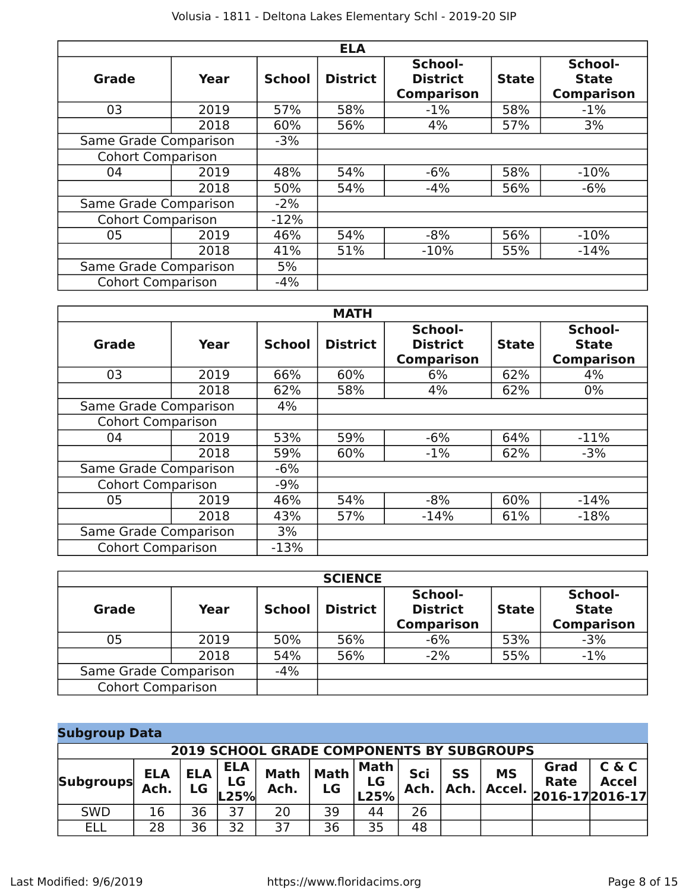| ELA | | | | | | |
|---|---|---|---|---|---|---|
| **Grade** | **Year** | **School** | **District** | **School-District Comparison** | **State** | **School-State Comparison** |
| 03 | 2019 | 57% | 58% | -1% | 58% | -1% |
| | 2018 | 60% | 56% | 4% | 57% | 3% |
| Same Grade Comparison | | -3% | | | | |
| Cohort Comparison | | | | | | |
| 04 | 2019 | 48% | 54% | -6% | 58% | -10% |
| | 2018 | 50% | 54% | -4% | 56% | -6% |
| Same Grade Comparison | | -2% | | | | |
| Cohort Comparison | | -12% | | | | |
| 05 | 2019 | 46% | 54% | -8% | 56% | -10% |
| | 2018 | 41% | 51% | -10% | 55% | -14% |
| Same Grade Comparison | | 5% | | | | |
| Cohort Comparison | | -4% | | | | |

| MATH | | | | | | |
|---|---|---|---|---|---|---|
| **Grade** | **Year** | **School** | **District** | **School-District Comparison** | **State** | **School-State Comparison** |
| 03 | 2019 | 66% | 60% | 6% | 62% | 4% |
| | 2018 | 62% | 58% | 4% | 62% | 0% |
| Same Grade Comparison | | 4% | | | | |
| Cohort Comparison | | | | | | |
| 04 | 2019 | 53% | 59% | -6% | 64% | -11% |
| | 2018 | 59% | 60% | -1% | 62% | -3% |
| Same Grade Comparison | | -6% | | | | |
| Cohort Comparison | | -9% | | | | |
| 05 | 2019 | 46% | 54% | -8% | 60% | -14% |
| | 2018 | 43% | 57% | -14% | 61% | -18% |
| Same Grade Comparison | | 3% | | | | |
| Cohort Comparison | | -13% | | | | |

| SCIENCE | | | | | | |
|---|---|---|---|---|---|---|
| **Grade** | **Year** | **School** | **District** | **School-District Comparison** | **State** | **School-State Comparison** |
| 05 | 2019 | 50% | 56% | -6% | 53% | -3% |
| | 2018 | 54% | 56% | -2% | 55% | -1% |
| Same Grade Comparison | | -4% | | | | |
| Cohort Comparison | | | | | | |

## Subgroup Data

| 2019 SCHOOL GRADE COMPONENTS BY SUBGROUPS | | | | | | | | | | | |
|---|---|---|---|---|---|---|---|---|---|---|---|
| **Subgroups** | **ELA Ach.** | **ELA LG** | **ELA LG L25%** | **Math Ach.** | **Math LG** | **Math LG L25%** | **Sci Ach.** | **SS Ach.** | **MS Accel.** | **Grad Rate 2016-17** | **C & C Accel 2016-17** |
| SWD | 16 | 36 | 37 | 20 | 39 | 44 | 26 | | | | |
| ELL | 28 | 36 | 32 | 37 | 36 | 35 | 48 | | | | |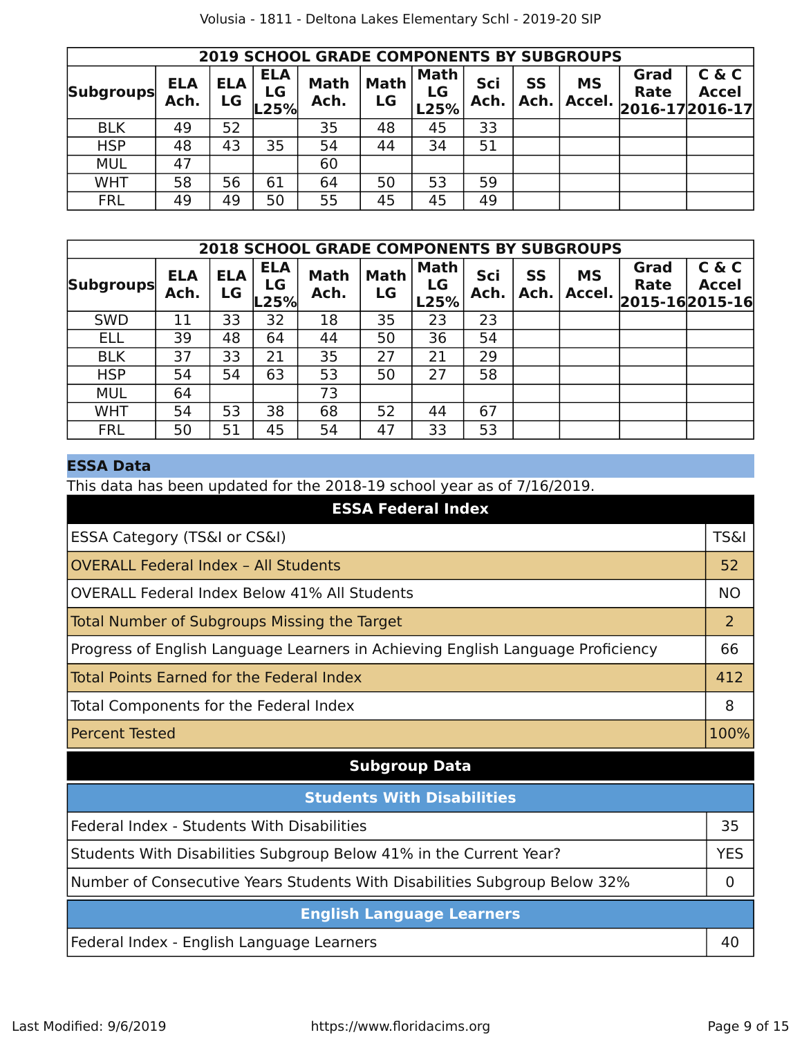| 2019 SCHOOL GRADE COMPONENTS BY SUBGROUPS | | | | | | | | | | | |
|---|---|---|---|---|---|---|---|---|---|---|---|
| Subgroups | ELA Ach. | ELA LG | ELA LG L25% | Math Ach. | Math LG | Math LG L25% | Sci Ach. | SS Ach. | MS Accel. | Grad Rate 2016-17 | C & C Accel 2016-17 |
| BLK | 49 | 52 | | 35 | 48 | 45 | 33 | | | | |
| HSP | 48 | 43 | 35 | 54 | 44 | 34 | 51 | | | | |
| MUL | 47 | | | 60 | | | | | | | |
| WHT | 58 | 56 | 61 | 64 | 50 | 53 | 59 | | | | |
| FRL | 49 | 49 | 50 | 55 | 45 | 45 | 49 | | | | |

| 2018 SCHOOL GRADE COMPONENTS BY SUBGROUPS | | | | | | | | | | | |
|---|---|---|---|---|---|---|---|---|---|---|---|
| Subgroups | ELA Ach. | ELA LG | ELA LG L25% | Math Ach. | Math LG | Math LG L25% | Sci Ach. | SS Ach. | MS Accel. | Grad Rate 2015-16 | C & C Accel 2015-16 |
| SWD | 11 | 33 | 32 | 18 | 35 | 23 | 23 | | | | |
| ELL | 39 | 48 | 64 | 44 | 50 | 36 | 54 | | | | |
| BLK | 37 | 33 | 21 | 35 | 27 | 21 | 29 | | | | |
| HSP | 54 | 54 | 63 | 53 | 50 | 27 | 58 | | | | |
| MUL | 64 | | | 73 | | | | | | | |
| WHT | 54 | 53 | 38 | 68 | 52 | 44 | 67 | | | | |
| FRL | 50 | 51 | 45 | 54 | 47 | 33 | 53 | | | | |

## ESSA Data

This data has been updated for the 2018-19 school year as of 7/16/2019.

| ESSA Federal Index | |
|---|---|
| ESSA Category (TS&I or CS&I) | TS&I |
| OVERALL Federal Index – All Students | 52 |
| OVERALL Federal Index Below 41% All Students | NO |
| Total Number of Subgroups Missing the Target | 2 |
| Progress of English Language Learners in Achieving English Language Proficiency | 66 |
| Total Points Earned for the Federal Index | 412 |
| Total Components for the Federal Index | 8 |
| Percent Tested | 100% |

### Subgroup Data

| Students With Disabilities | |
|---|---|
| Federal Index - Students With Disabilities | 35 |
| Students With Disabilities Subgroup Below 41% in the Current Year? | YES |
| Number of Consecutive Years Students With Disabilities Subgroup Below 32% | 0 |

| English Language Learners | |
|---|---|
| Federal Index - English Language Learners | 40 |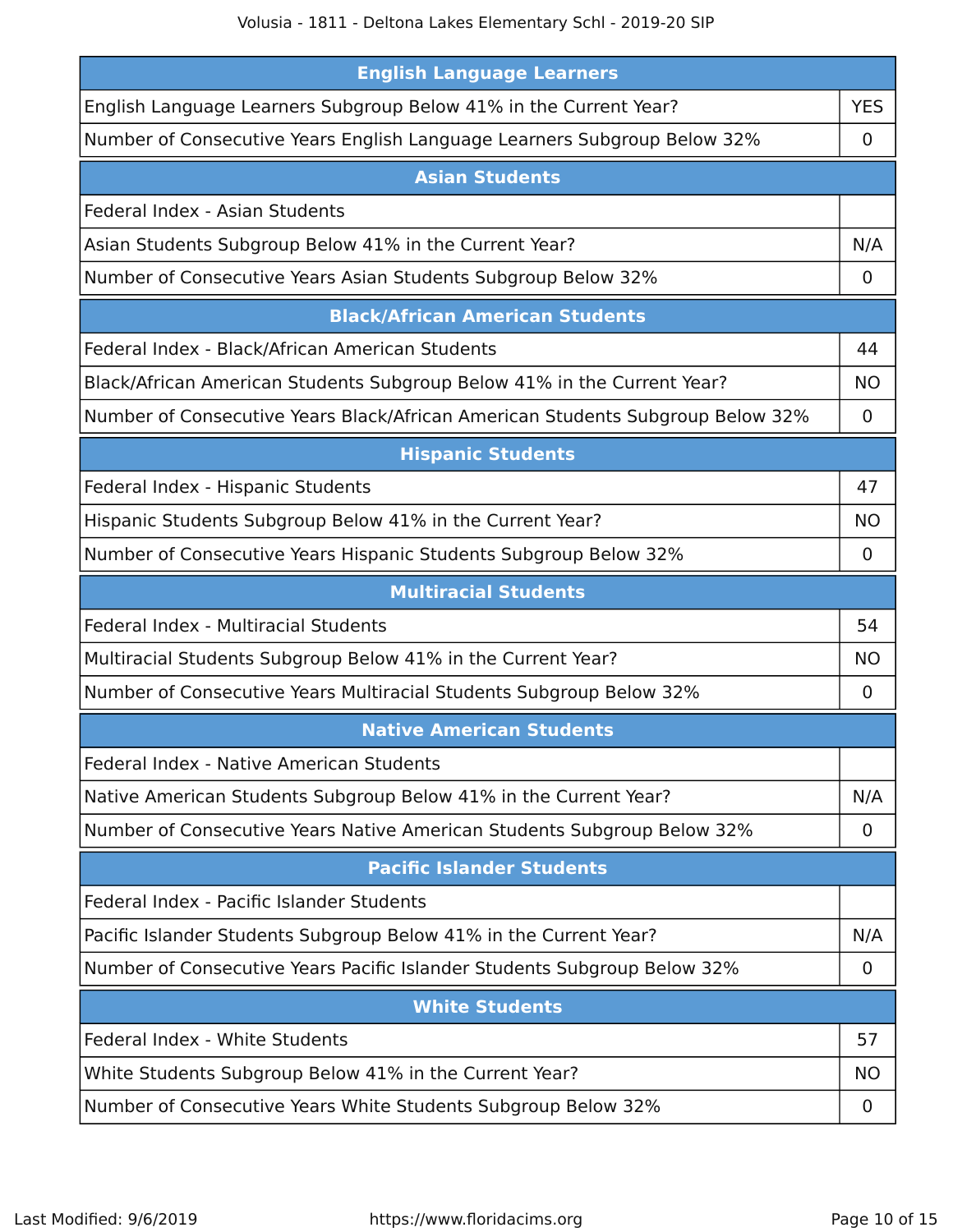| English Language Learners | |
|---|---|
| English Language Learners Subgroup Below 41% in the Current Year? | YES |
| Number of Consecutive Years English Language Learners Subgroup Below 32% | 0 |

| Asian Students | |
|---|---|
| Federal Index - Asian Students | |
| Asian Students Subgroup Below 41% in the Current Year? | N/A |
| Number of Consecutive Years Asian Students Subgroup Below 32% | 0 |

| Black/African American Students | |
|---|---|
| Federal Index - Black/African American Students | 44 |
| Black/African American Students Subgroup Below 41% in the Current Year? | NO |
| Number of Consecutive Years Black/African American Students Subgroup Below 32% | 0 |

| Hispanic Students | |
|---|---|
| Federal Index - Hispanic Students | 47 |
| Hispanic Students Subgroup Below 41% in the Current Year? | NO |
| Number of Consecutive Years Hispanic Students Subgroup Below 32% | 0 |

| Multiracial Students | |
|---|---|
| Federal Index - Multiracial Students | 54 |
| Multiracial Students Subgroup Below 41% in the Current Year? | NO |
| Number of Consecutive Years Multiracial Students Subgroup Below 32% | 0 |

| Native American Students | |
|---|---|
| Federal Index - Native American Students | |
| Native American Students Subgroup Below 41% in the Current Year? | N/A |
| Number of Consecutive Years Native American Students Subgroup Below 32% | 0 |

| Pacific Islander Students | |
|---|---|
| Federal Index - Pacific Islander Students | |
| Pacific Islander Students Subgroup Below 41% in the Current Year? | N/A |
| Number of Consecutive Years Pacific Islander Students Subgroup Below 32% | 0 |

| White Students | |
|---|---|
| Federal Index - White Students | 57 |
| White Students Subgroup Below 41% in the Current Year? | NO |
| Number of Consecutive Years White Students Subgroup Below 32% | 0 |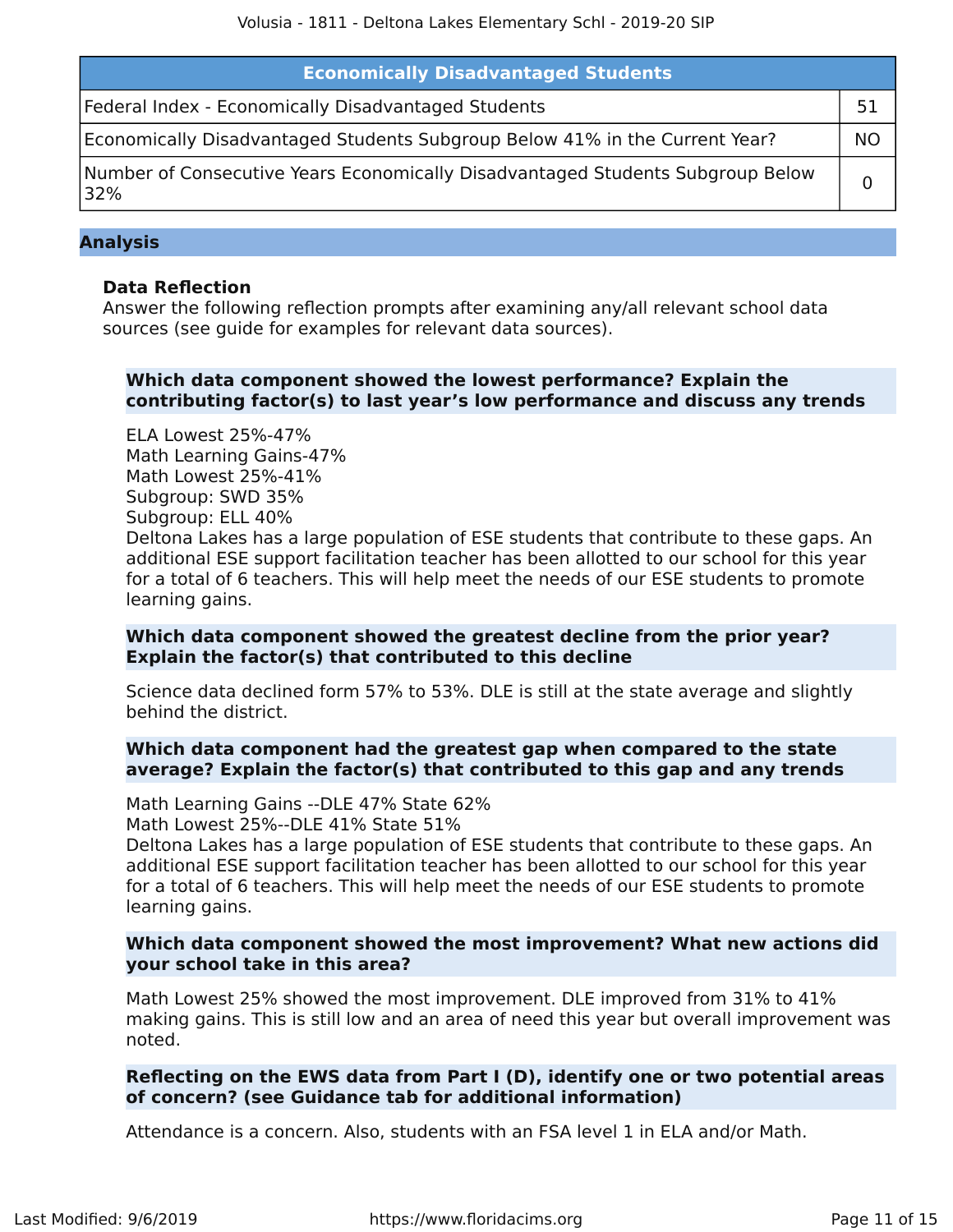| Economically Disadvantaged Students | |
|---|---|
| Federal Index - Economically Disadvantaged Students | 51 |
| Economically Disadvantaged Students Subgroup Below 41% in the Current Year? | NO |
| Number of Consecutive Years Economically Disadvantaged Students Subgroup Below 32% | 0 |

## Analysis

### Data Reflection

Answer the following reflection prompts after examining any/all relevant school data sources (see guide for examples for relevant data sources).

**Which data component showed the lowest performance? Explain the contributing factor(s) to last year's low performance and discuss any trends**

ELA Lowest 25%-47%
Math Learning Gains-47%
Math Lowest 25%-41%
Subgroup: SWD 35%
Subgroup: ELL 40%
Deltona Lakes has a large population of ESE students that contribute to these gaps. An additional ESE support facilitation teacher has been allotted to our school for this year for a total of 6 teachers. This will help meet the needs of our ESE students to promote learning gains.

**Which data component showed the greatest decline from the prior year? Explain the factor(s) that contributed to this decline**

Science data declined form 57% to 53%. DLE is still at the state average and slightly behind the district.

**Which data component had the greatest gap when compared to the state average? Explain the factor(s) that contributed to this gap and any trends**

Math Learning Gains --DLE 47% State 62%
Math Lowest 25%--DLE 41% State 51%
Deltona Lakes has a large population of ESE students that contribute to these gaps. An additional ESE support facilitation teacher has been allotted to our school for this year for a total of 6 teachers. This will help meet the needs of our ESE students to promote learning gains.

**Which data component showed the most improvement? What new actions did your school take in this area?**

Math Lowest 25% showed the most improvement. DLE improved from 31% to 41% making gains. This is still low and an area of need this year but overall improvement was noted.

**Reflecting on the EWS data from Part I (D), identify one or two potential areas of concern? (see Guidance tab for additional information)**

Attendance is a concern. Also, students with an FSA level 1 in ELA and/or Math.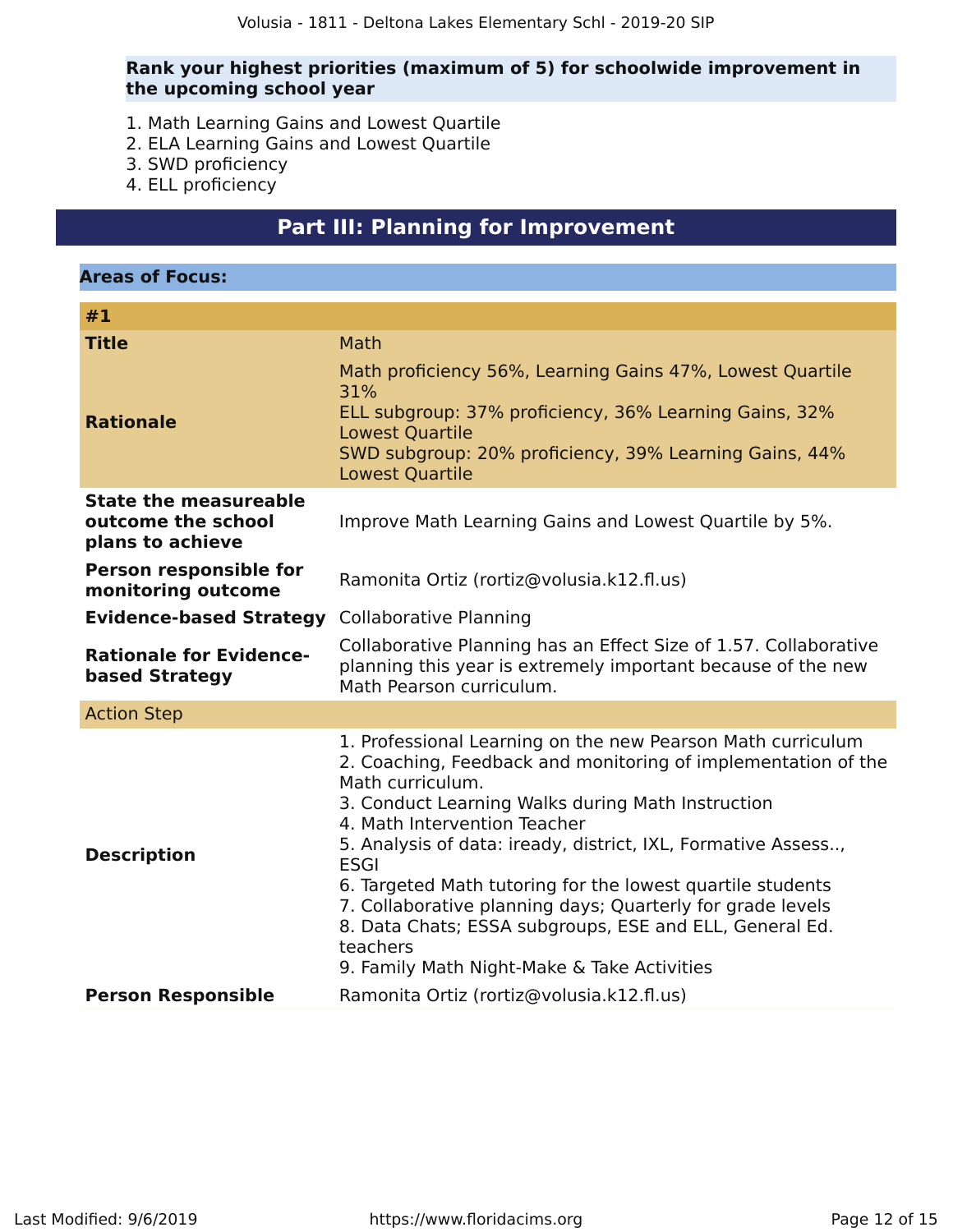**Rank your highest priorities (maximum of 5) for schoolwide improvement in the upcoming school year**

1. Math Learning Gains and Lowest Quartile
2. ELA Learning Gains and Lowest Quartile
3. SWD proficiency
4. ELL proficiency

## Part III: Planning for Improvement

### Areas of Focus:

| #1 | |
|---|---|
| **Title** | Math |
| **Rationale** | Math proficiency 56%, Learning Gains 47%, Lowest Quartile 31%<br>ELL subgroup: 37% proficiency, 36% Learning Gains, 32% Lowest Quartile<br>SWD subgroup: 20% proficiency, 39% Learning Gains, 44% Lowest Quartile |
| **State the measureable outcome the school plans to achieve** | Improve Math Learning Gains and Lowest Quartile by 5%. |
| **Person responsible for monitoring outcome** | Ramonita Ortiz (rortiz@volusia.k12.fl.us) |
| **Evidence-based Strategy** | Collaborative Planning |
| **Rationale for Evidence-based Strategy** | Collaborative Planning has an Effect Size of 1.57. Collaborative planning this year is extremely important because of the new Math Pearson curriculum. |
| Action Step | |
| **Description** | 1. Professional Learning on the new Pearson Math curriculum<br>2. Coaching, Feedback and monitoring of implementation of the Math curriculum.<br>3. Conduct Learning Walks during Math Instruction<br>4. Math Intervention Teacher<br>5. Analysis of data: iready, district, IXL, Formative Assess.., ESGI<br>6. Targeted Math tutoring for the lowest quartile students<br>7. Collaborative planning days; Quarterly for grade levels<br>8. Data Chats; ESSA subgroups, ESE and ELL, General Ed. teachers<br>9. Family Math Night-Make & Take Activities |
| **Person Responsible** | Ramonita Ortiz (rortiz@volusia.k12.fl.us) |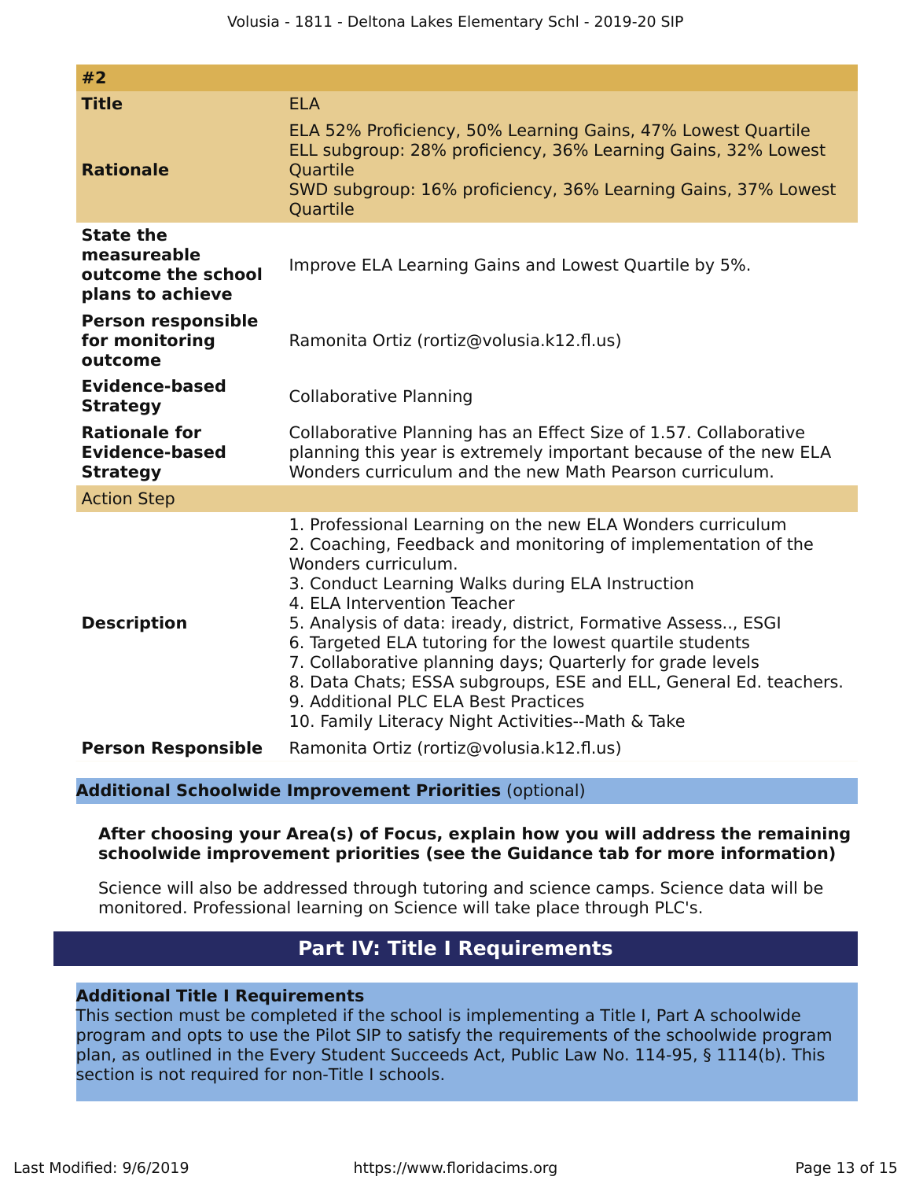| #2 | |
|---|---|
| **Title** | ELA |
| **Rationale** | ELA 52% Proficiency, 50% Learning Gains, 47% Lowest Quartile<br>ELL subgroup: 28% proficiency, 36% Learning Gains, 32% Lowest Quartile<br>SWD subgroup: 16% proficiency, 36% Learning Gains, 37% Lowest Quartile |
| **State the measureable outcome the school plans to achieve** | Improve ELA Learning Gains and Lowest Quartile by 5%. |
| **Person responsible for monitoring outcome** | Ramonita Ortiz (rortiz@volusia.k12.fl.us) |
| **Evidence-based Strategy** | Collaborative Planning |
| **Rationale for Evidence-based Strategy** | Collaborative Planning has an Effect Size of 1.57. Collaborative planning this year is extremely important because of the new ELA Wonders curriculum and the new Math Pearson curriculum. |
| Action Step | |
| **Description** | 1. Professional Learning on the new ELA Wonders curriculum<br>2. Coaching, Feedback and monitoring of implementation of the Wonders curriculum.<br>3. Conduct Learning Walks during ELA Instruction<br>4. ELA Intervention Teacher<br>5. Analysis of data: iready, district, Formative Assess.., ESGI<br>6. Targeted ELA tutoring for the lowest quartile students<br>7. Collaborative planning days; Quarterly for grade levels<br>8. Data Chats; ESSA subgroups, ESE and ELL, General Ed. teachers.<br>9. Additional PLC ELA Best Practices<br>10. Family Literacy Night Activities--Math & Take |
| **Person Responsible** | Ramonita Ortiz (rortiz@volusia.k12.fl.us) |

### **Additional Schoolwide Improvement Priorities** (optional)

**After choosing your Area(s) of Focus, explain how you will address the remaining schoolwide improvement priorities (see the Guidance tab for more information)**

Science will also be addressed through tutoring and science camps. Science data will be monitored. Professional learning on Science will take place through PLC's.

## Part IV: Title I Requirements

### Additional Title I Requirements

This section must be completed if the school is implementing a Title I, Part A schoolwide program and opts to use the Pilot SIP to satisfy the requirements of the schoolwide program plan, as outlined in the Every Student Succeeds Act, Public Law No. 114-95, § 1114(b). This section is not required for non-Title I schools.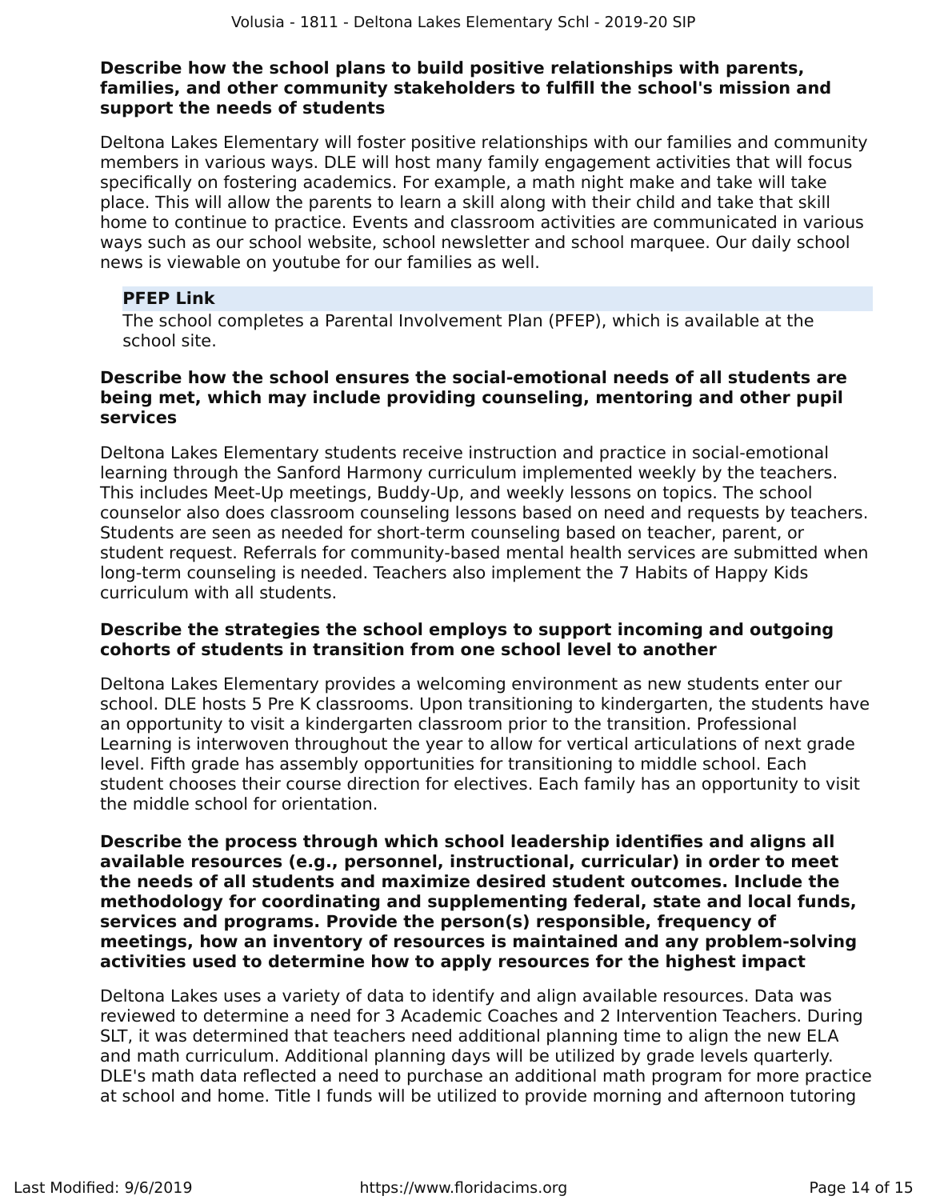**Describe how the school plans to build positive relationships with parents, families, and other community stakeholders to fulfill the school's mission and support the needs of students**

Deltona Lakes Elementary will foster positive relationships with our families and community members in various ways. DLE will host many family engagement activities that will focus specifically on fostering academics. For example, a math night make and take will take place. This will allow the parents to learn a skill along with their child and take that skill home to continue to practice. Events and classroom activities are communicated in various ways such as our school website, school newsletter and school marquee. Our daily school news is viewable on youtube for our families as well.

**PFEP Link**

The school completes a Parental Involvement Plan (PFEP), which is available at the school site.

**Describe how the school ensures the social-emotional needs of all students are being met, which may include providing counseling, mentoring and other pupil services**

Deltona Lakes Elementary students receive instruction and practice in social-emotional learning through the Sanford Harmony curriculum implemented weekly by the teachers. This includes Meet-Up meetings, Buddy-Up, and weekly lessons on topics. The school counselor also does classroom counseling lessons based on need and requests by teachers. Students are seen as needed for short-term counseling based on teacher, parent, or student request. Referrals for community-based mental health services are submitted when long-term counseling is needed. Teachers also implement the 7 Habits of Happy Kids curriculum with all students.

**Describe the strategies the school employs to support incoming and outgoing cohorts of students in transition from one school level to another**

Deltona Lakes Elementary provides a welcoming environment as new students enter our school. DLE hosts 5 Pre K classrooms. Upon transitioning to kindergarten, the students have an opportunity to visit a kindergarten classroom prior to the transition. Professional Learning is interwoven throughout the year to allow for vertical articulations of next grade level. Fifth grade has assembly opportunities for transitioning to middle school. Each student chooses their course direction for electives. Each family has an opportunity to visit the middle school for orientation.

**Describe the process through which school leadership identifies and aligns all available resources (e.g., personnel, instructional, curricular) in order to meet the needs of all students and maximize desired student outcomes. Include the methodology for coordinating and supplementing federal, state and local funds, services and programs. Provide the person(s) responsible, frequency of meetings, how an inventory of resources is maintained and any problem-solving activities used to determine how to apply resources for the highest impact**

Deltona Lakes uses a variety of data to identify and align available resources. Data was reviewed to determine a need for 3 Academic Coaches and 2 Intervention Teachers. During SLT, it was determined that teachers need additional planning time to align the new ELA and math curriculum. Additional planning days will be utilized by grade levels quarterly. DLE's math data reflected a need to purchase an additional math program for more practice at school and home. Title I funds will be utilized to provide morning and afternoon tutoring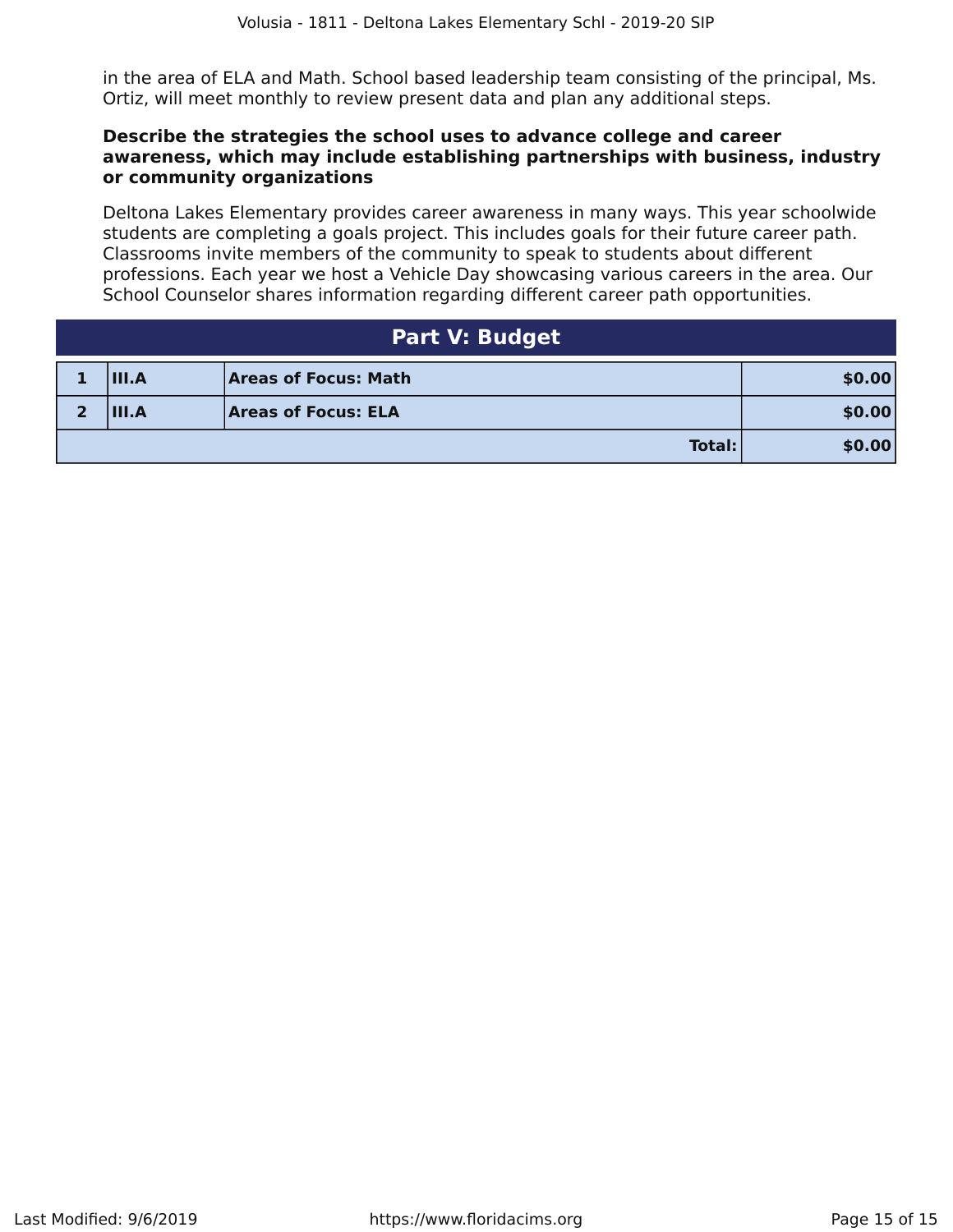in the area of ELA and Math. School based leadership team consisting of the principal, Ms. Ortiz, will meet monthly to review present data and plan any additional steps.

**Describe the strategies the school uses to advance college and career awareness, which may include establishing partnerships with business, industry or community organizations**

Deltona Lakes Elementary provides career awareness in many ways. This year schoolwide students are completing a goals project. This includes goals for their future career path. Classrooms invite members of the community to speak to students about different professions. Each year we host a Vehicle Day showcasing various careers in the area. Our School Counselor shares information regarding different career path opportunities.

## Part V: Budget

| | | | |
|---|---|---|---|
| **1** | **III.A** | **Areas of Focus: Math** | **$0.00** |
| **2** | **III.A** | **Areas of Focus: ELA** | **$0.00** |
| | | **Total:** | **$0.00** |